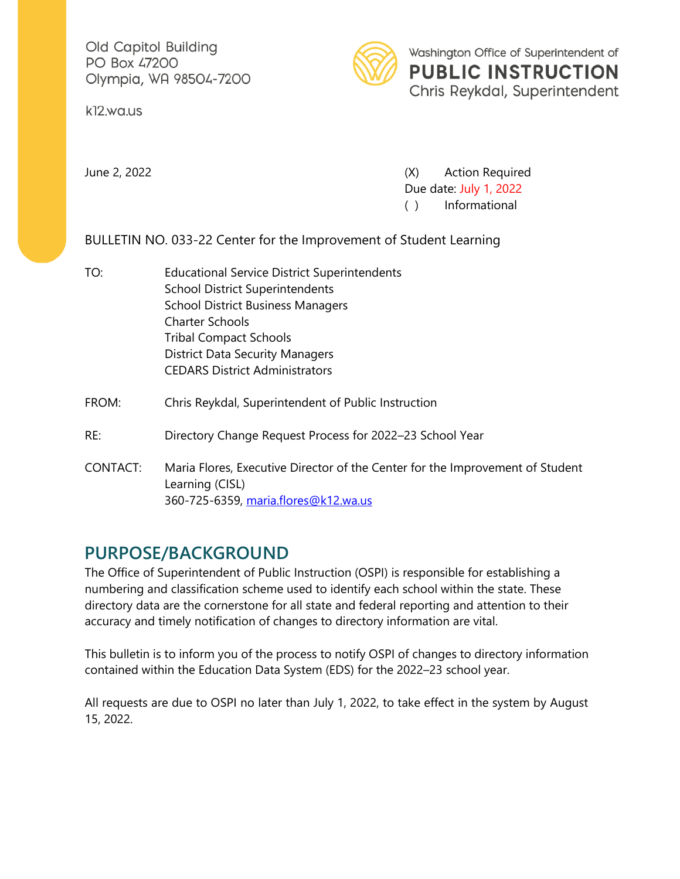Old Capitol Building
PO Box 47200
Olympia, WA 98504-7200

k12.wa.us

Washington Office of Superintendent of
**PUBLIC INSTRUCTION**
Chris Reykdal, Superintendent

June 2, 2022

(X) Action Required
Due date: July 1, 2022
( ) Informational

BULLETIN NO. 033-22 Center for the Improvement of Student Learning

TO: Educational Service District Superintendents
School District Superintendents
School District Business Managers
Charter Schools
Tribal Compact Schools
District Data Security Managers
CEDARS District Administrators

FROM: Chris Reykdal, Superintendent of Public Instruction

RE: Directory Change Request Process for 2022–23 School Year

CONTACT: Maria Flores, Executive Director of the Center for the Improvement of Student Learning (CISL)
360-725-6359, maria.flores@k12.wa.us

## PURPOSE/BACKGROUND

The Office of Superintendent of Public Instruction (OSPI) is responsible for establishing a numbering and classification scheme used to identify each school within the state. These directory data are the cornerstone for all state and federal reporting and attention to their accuracy and timely notification of changes to directory information are vital.

This bulletin is to inform you of the process to notify OSPI of changes to directory information contained within the Education Data System (EDS) for the 2022–23 school year.

All requests are due to OSPI no later than July 1, 2022, to take effect in the system by August 15, 2022.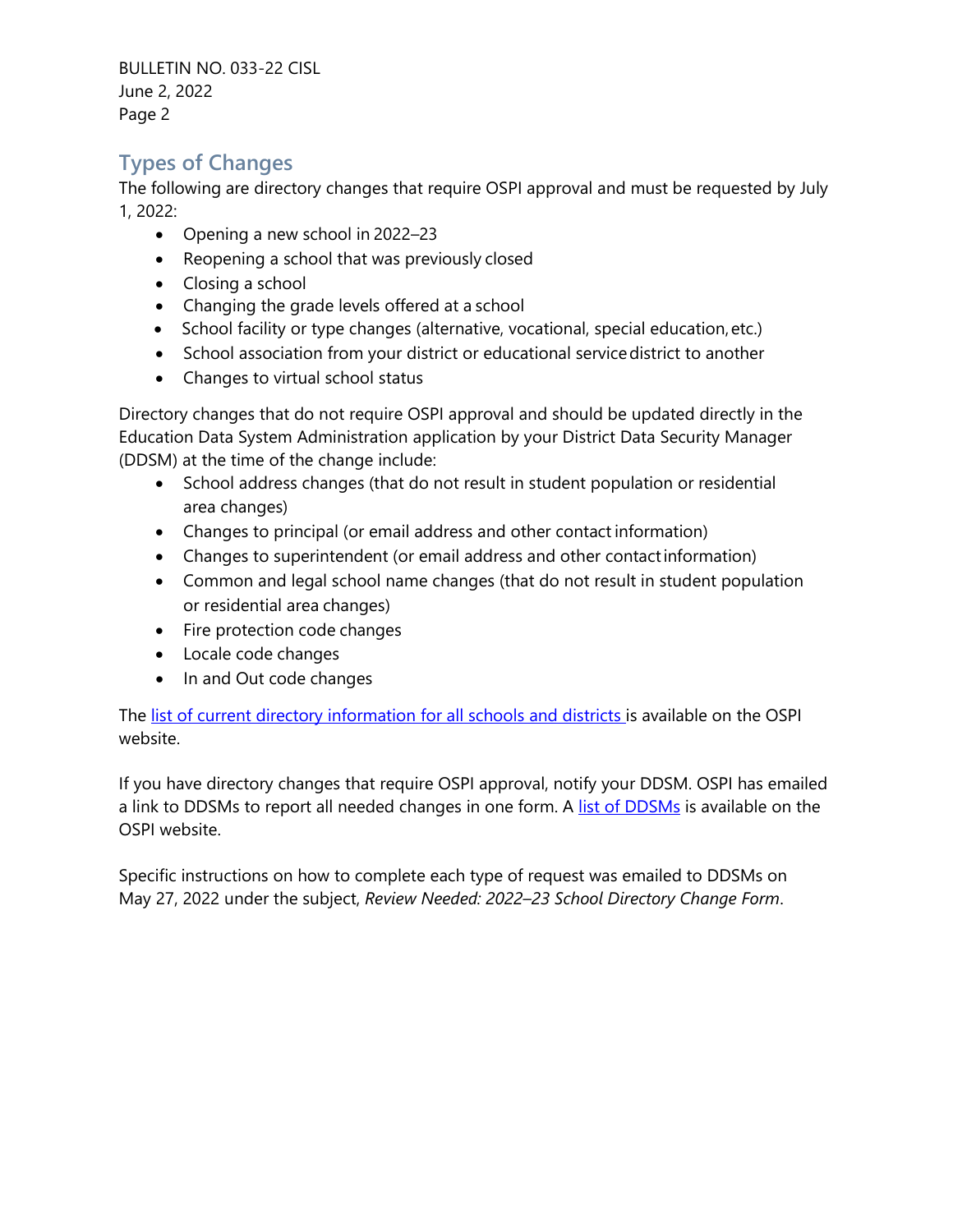## Types of Changes

The following are directory changes that require OSPI approval and must be requested by July 1, 2022:

- Opening a new school in 2022–23
- Reopening a school that was previously closed
- Closing a school
- Changing the grade levels offered at a school
- School facility or type changes (alternative, vocational, special education, etc.)
- School association from your district or educational service district to another
- Changes to virtual school status

Directory changes that do not require OSPI approval and should be updated directly in the Education Data System Administration application by your District Data Security Manager (DDSM) at the time of the change include:

- School address changes (that do not result in student population or residential area changes)
- Changes to principal (or email address and other contact information)
- Changes to superintendent (or email address and other contact information)
- Common and legal school name changes (that do not result in student population or residential area changes)
- Fire protection code changes
- Locale code changes
- In and Out code changes

The list of current directory information for all schools and districts is available on the OSPI website.

If you have directory changes that require OSPI approval, notify your DDSM. OSPI has emailed a link to DDSMs to report all needed changes in one form. A list of DDSMs is available on the OSPI website.

Specific instructions on how to complete each type of request was emailed to DDSMs on May 27, 2022 under the subject, *Review Needed: 2022–23 School Directory Change Form*.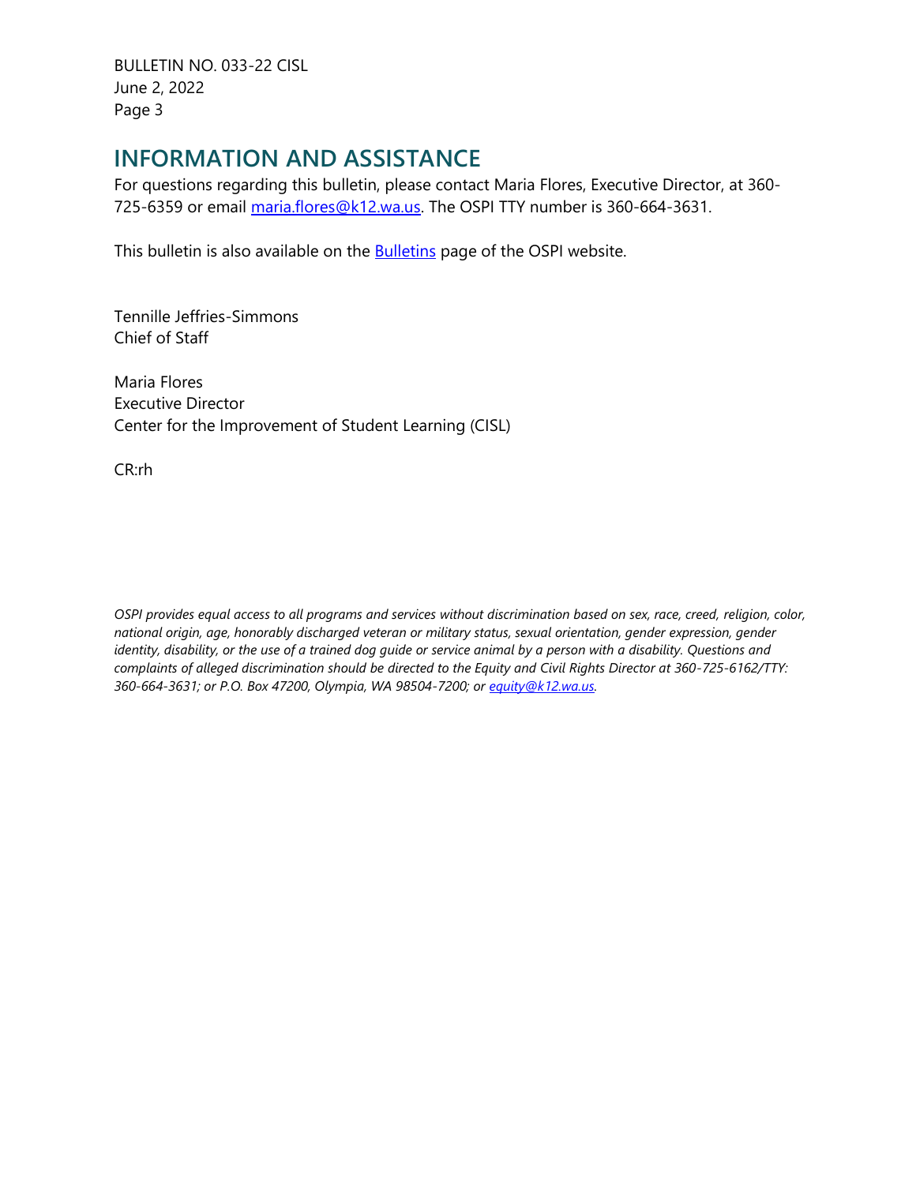## INFORMATION AND ASSISTANCE

For questions regarding this bulletin, please contact Maria Flores, Executive Director, at 360-725-6359 or email maria.flores@k12.wa.us. The OSPI TTY number is 360-664-3631.

This bulletin is also available on the Bulletins page of the OSPI website.

Tennille Jeffries-Simmons
Chief of Staff

Maria Flores
Executive Director
Center for the Improvement of Student Learning (CISL)

CR:rh

*OSPI provides equal access to all programs and services without discrimination based on sex, race, creed, religion, color, national origin, age, honorably discharged veteran or military status, sexual orientation, gender expression, gender identity, disability, or the use of a trained dog guide or service animal by a person with a disability. Questions and complaints of alleged discrimination should be directed to the Equity and Civil Rights Director at 360-725-6162/TTY: 360-664-3631; or P.O. Box 47200, Olympia, WA 98504-7200; or equity@k12.wa.us.*